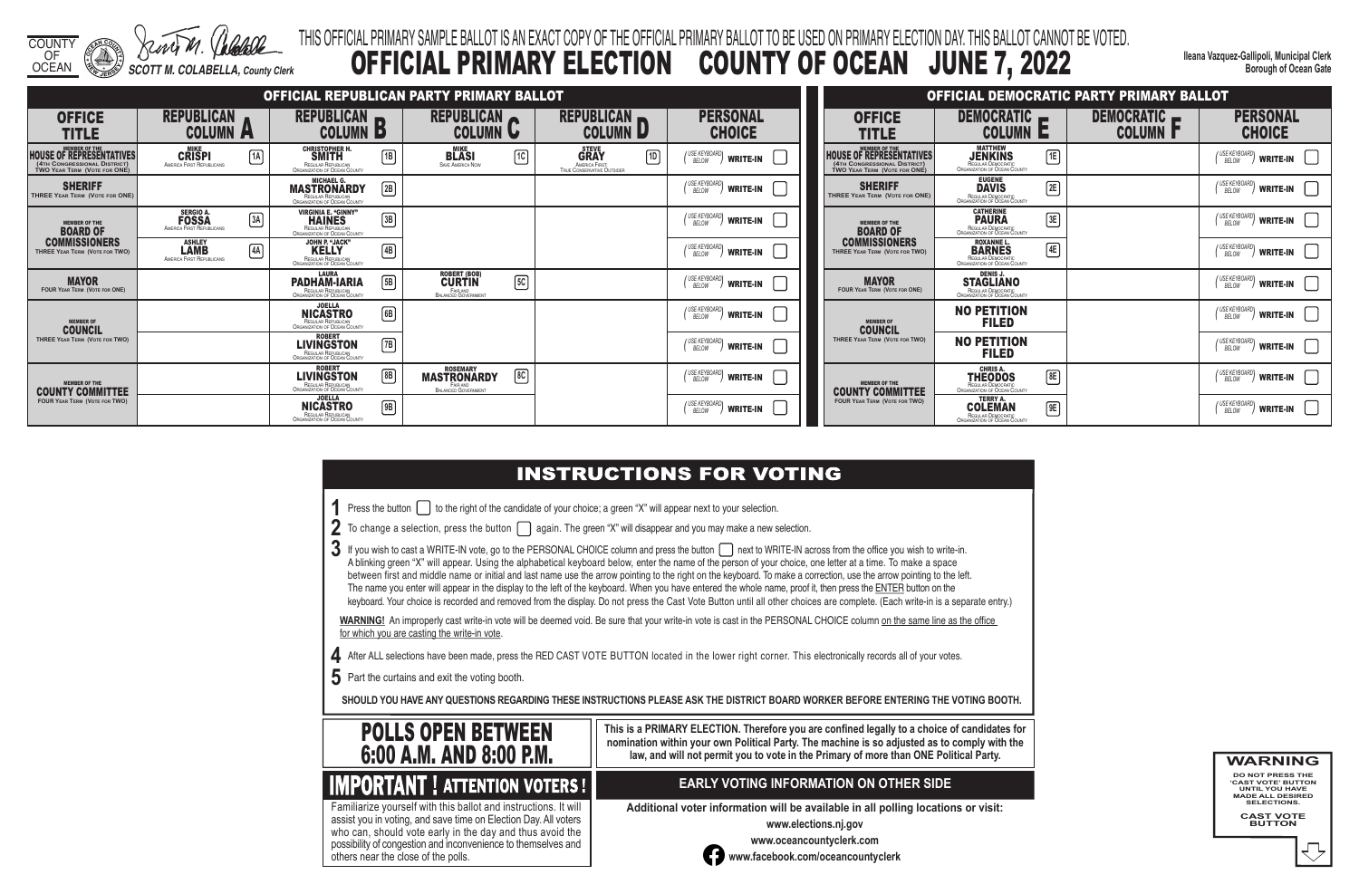COUNTY OF OCEAN

SCOTT M. COLABELLA, County Clerk

THIS OFFICIAL PRIMARY SAMPLE BALLOT IS AN EXACT COPY OF THE OFFICIAL PRIMARY BALLOT TO BE USED ON PRIMARY ELECTION DAY. THIS BALLOT CANNOT BE VOTED.

# OFFICIAL PRIMARY ELECTION COUNTY OF OCEAN JUNE 7, 2022

Ileana Vazquez-Gallipoli, Municipal Clerk
Borough of Ocean Gate

## OFFICIAL REPUBLICAN PARTY PRIMARY BALLOT

| OFFICE TITLE | REPUBLICAN COLUMN A | REPUBLICAN COLUMN B | REPUBLICAN COLUMN C | REPUBLICAN COLUMN D | PERSONAL CHOICE |
|---|---|---|---|---|---|
| MEMBER OF THE HOUSE OF REPRESENTATIVES (4TH CONGRESSIONAL DISTRICT) TWO YEAR TERM (VOTE FOR ONE) | 1A MIKE CRISPI America First Republicans | 1B CHRISTOPHER H. SMITH Regular Republican Organization of Ocean County | 1C MIKE BLASI Save America Now | 1D STEVE GRAY America First, True Conservative Outsider | (USE KEYBOARD BELOW) WRITE-IN |
| SHERIFF THREE YEAR TERM (VOTE FOR ONE) | | 2B MICHAEL G. MASTRONARDY Regular Republican Organization of Ocean County | | | (USE KEYBOARD BELOW) WRITE-IN |
| MEMBER OF THE BOARD OF COMMISSIONERS THREE YEAR TERM (VOTE FOR TWO) | 3A SERGIO A. FOSSA America First Republicans | 3B VIRGINIA E. "GINNY" HAINES Regular Republican Organization of Ocean County | | | (USE KEYBOARD BELOW) WRITE-IN |
| | 4A ASHLEY LAMB America First Republicans | 4B JOHN P. "JACK" KELLY Regular Republican Organization of Ocean County | | | (USE KEYBOARD BELOW) WRITE-IN |
| MAYOR FOUR YEAR TERM (VOTE FOR ONE) | | 5B LAURA PADHAM-IARIA Regular Republican Organization of Ocean County | 5C ROBERT (BOB) CURTIN Fair and Balanced Government | | (USE KEYBOARD BELOW) WRITE-IN |
| MEMBER OF COUNCIL THREE YEAR TERM (VOTE FOR TWO) | | 6B JOELLA NICASTRO Regular Republican Organization of Ocean County | | | (USE KEYBOARD BELOW) WRITE-IN |
| | | 7B ROBERT LIVINGSTON Regular Republican Organization of Ocean County | | | (USE KEYBOARD BELOW) WRITE-IN |
| MEMBER OF THE COUNTY COMMITTEE FOUR YEAR TERM (VOTE FOR TWO) | | 8B ROBERT LIVINGSTON Regular Republican Organization of Ocean County | 8C ROSEMARY MASTRONARDY Fair and Balanced Government | | (USE KEYBOARD BELOW) WRITE-IN |
| | | 9B JOELLA NICASTRO Regular Republican Organization of Ocean County | | | (USE KEYBOARD BELOW) WRITE-IN |

## OFFICIAL DEMOCRATIC PARTY PRIMARY BALLOT

| OFFICE TITLE | DEMOCRATIC COLUMN E | DEMOCRATIC COLUMN F | PERSONAL CHOICE |
|---|---|---|---|
| MEMBER OF THE HOUSE OF REPRESENTATIVES (4TH CONGRESSIONAL DISTRICT) TWO YEAR TERM (VOTE FOR ONE) | 1E MATTHEW JENKINS Regular Democratic Organization of Ocean County | | (USE KEYBOARD BELOW) WRITE-IN |
| SHERIFF THREE YEAR TERM (VOTE FOR ONE) | 2E EUGENE DAVIS Regular Democratic Organization of Ocean County | | (USE KEYBOARD BELOW) WRITE-IN |
| MEMBER OF THE BOARD OF COMMISSIONERS THREE YEAR TERM (VOTE FOR TWO) | 3E CATHERINE PAURA Regular Democratic Organization of Ocean County | | (USE KEYBOARD BELOW) WRITE-IN |
| | 4E ROXANNE L. BARNES Regular Democratic Organization of Ocean County | | (USE KEYBOARD BELOW) WRITE-IN |
| MAYOR FOUR YEAR TERM (VOTE FOR ONE) | DENIS J. STAGLIANO Regular Democratic Organization of Ocean County | | (USE KEYBOARD BELOW) WRITE-IN |
| MEMBER OF COUNCIL THREE YEAR TERM (VOTE FOR TWO) | NO PETITION FILED | | (USE KEYBOARD BELOW) WRITE-IN |
| | NO PETITION FILED | | (USE KEYBOARD BELOW) WRITE-IN |
| MEMBER OF THE COUNTY COMMITTEE FOUR YEAR TERM (VOTE FOR TWO) | 8E CHRIS A. THEODOS Regular Democratic Organization of Ocean County | | (USE KEYBOARD BELOW) WRITE-IN |
| | 9E TERRY A. COLEMAN Regular Democratic Organization of Ocean County | | (USE KEYBOARD BELOW) WRITE-IN |

## INSTRUCTIONS FOR VOTING

1. Press the button to the right of the candidate of your choice; a green "X" will appear next to your selection.
2. To change a selection, press the button again. The green "X" will disappear and you may make a new selection.
3. If you wish to cast a WRITE-IN vote, go to the PERSONAL CHOICE column and press the button next to WRITE-IN across from the office you wish to write-in. A blinking green "X" will appear. Using the alphabetical keyboard below, enter the name of the person of your choice, one letter at a time. To make a space between first and middle name or initial and last name use the arrow pointing to the right on the keyboard. To make a correction, use the arrow pointing to the left. The name you enter will appear in the display to the left of the keyboard. When you have entered the whole name, proof it, then press the ENTER button on the keyboard. Your choice is recorded and removed from the display. Do not press the Cast Vote Button until all other choices are complete. (Each write-in is a separate entry.)

**WARNING!** An improperly cast write-in vote will be deemed void. Be sure that your write-in vote is cast in the PERSONAL CHOICE column on the same line as the office for which you are casting the write-in vote.

4. After ALL selections have been made, press the RED CAST VOTE BUTTON located in the lower right corner. This electronically records all of your votes.
5. Part the curtains and exit the voting booth.

**SHOULD YOU HAVE ANY QUESTIONS REGARDING THESE INSTRUCTIONS PLEASE ASK THE DISTRICT BOARD WORKER BEFORE ENTERING THE VOTING BOOTH.**

## POLLS OPEN BETWEEN 6:00 A.M. AND 8:00 P.M.

**This is a PRIMARY ELECTION. Therefore you are confined legally to a choice of candidates for nomination within your own Political Party. The machine is so adjusted as to comply with the law, and will not permit you to vote in the Primary of more than ONE Political Party.**

## IMPORTANT ! ATTENTION VOTERS !

Familiarize yourself with this ballot and instructions. It will assist you in voting, and save time on Election Day. All voters who can, should vote early in the day and thus avoid the possibility of congestion and inconvenience to themselves and others near the close of the polls.

## EARLY VOTING INFORMATION ON OTHER SIDE

**Additional voter information will be available in all polling locations or visit:**

**www.elections.nj.gov**

**www.oceancountyclerk.com**

**www.facebook.com/oceancountyclerk**

**WARNING**

**DO NOT PRESS THE 'CAST VOTE' BUTTON UNTIL YOU HAVE MADE ALL DESIRED SELECTIONS.**

**CAST VOTE BUTTON**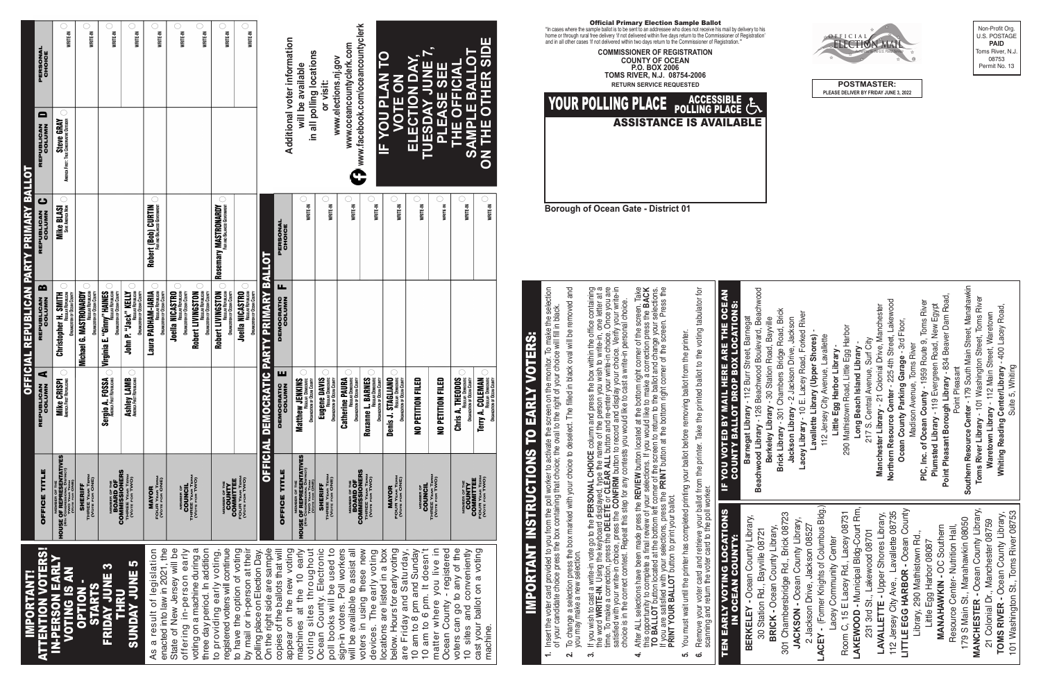# OFFICIAL REPUBLICAN PARTY PRIMARY BALLOT

| OFFICE TITLE | REPUBLICAN COLUMN A | REPUBLICAN COLUMN B | REPUBLICAN COLUMN C | REPUBLICAN COLUMN D | PERSONAL CHOICE |
|---|---|---|---|---|---|
| MEMBER OF THE HOUSE OF REPRESENTATIVES (4th Congressional District) TWO YEAR TERM (Vote for ONE) | Mike CRISPI - America First Republicans | Christopher H. SMITH - Regular Republican Organization of Ocean County | Mike BLASI - Save America Now | Steve GRAY - America First: True Conservative Outsider | WRITE-IN |
| SHERIFF THREE YEAR TERM (Vote for ONE) | | Michael G. MASTRONARDY - Regular Republican Organization of Ocean County | | | WRITE-IN |
| MEMBER OF THE BOARD OF COMMISSIONERS THREE YEAR TERM (Vote for TWO) | Sergio A. FOSSA - America First Republicans | Virginia E. "Ginny" HAINES - Regular Republican Organization of Ocean County | | | WRITE-IN |
| | Ashley LAMB - America First Republicans | John P. "Jack" KELLY - Regular Republican Organization of Ocean County | | | WRITE-IN |
| MAYOR FOUR YEAR TERM (Vote for ONE) | | Laura PADHAM-IARIA - Regular Republican Organization of Ocean County | Robert (Bob) CURTIN - Fair and Balanced Government | | WRITE-IN |
| MEMBER OF THE COUNCIL THREE YEAR TERM (Vote for TWO) | | Joella NICASTRO - Regular Republican Organization of Ocean County | | | WRITE-IN |
| | | Robert LIVINGSTON - Regular Republican Organization of Ocean County | | | WRITE-IN |
| MEMBER OF THE COUNTY COMMITTEE FOUR YEAR TERM (Vote for TWO) | | Robert LIVINGSTON - Regular Republican Organization of Ocean County | Rosemary MASTRONARDY - Fair and Balanced Government | | WRITE-IN |
| | | Joella NICASTRO - Regular Republican Organization of Ocean County | | | WRITE-IN |

# OFFICIAL DEMOCRATIC PARTY PRIMARY BALLOT

| OFFICE TITLE | DEMOCRATIC COLUMN E | DEMOCRATIC COLUMN F | PERSONAL CHOICE |
|---|---|---|---|
| MEMBER OF THE HOUSE OF REPRESENTATIVES (4th Congressional District) TWO YEAR TERM (Vote for ONE) | Matthew JENKINS - Regular Democratic Organization of Ocean County | | WRITE-IN |
| SHERIFF THREE YEAR TERM (Vote for ONE) | Eugene DAVIS - Regular Democratic Organization of Ocean County | | WRITE-IN |
| MEMBER OF THE BOARD OF COMMISSIONERS THREE YEAR TERM (Vote for TWO) | Catherine PAURA - Regular Democratic Organization of Ocean County | | WRITE-IN |
| | Roxanne L. BARNES - Regular Democratic Organization of Ocean County | | WRITE-IN |
| MAYOR FOUR YEAR TERM (Vote for ONE) | Denis J. STAGLIANO - Regular Democratic Organization of Ocean County | | WRITE-IN |
| MEMBER OF THE COUNCIL THREE YEAR TERM (Vote for TWO) | NO PETITION FILED | | WRITE-IN |
| | NO PETITION FILED | | WRITE-IN |
| MEMBER OF THE COUNTY COMMITTEE FOUR YEAR TERM (Vote for TWO) | Chris A. THEODOS - Regular Democratic Organization of Ocean County | | WRITE-IN |
| | Terry A. COLEMAN - Regular Democratic Organization of Ocean County | | WRITE-IN |

## IMPORTANT! ATTENTION VOTERS! IN-PERSON EARLY VOTING IS AN OPTION - STARTS FRIDAY JUNE 3 THRU SUNDAY JUNE 5

As a result of legislation enacted into law in 2021, the State of New Jersey will be offering in-person early voting on a machine during a three day period. In addition to providing early voting, registered voters will continue to have the option of voting by mail or in-person at their polling place on Election Day. On the right side are sample copies of the ballots that will appear on the new voting machines at the 10 early voting sites throughout Ocean County. Electronic poll books will be used to sign-in voters. Poll workers will be available to assist all voters in using these new devices. The early voting locations are listed in a box below. Hours for early voting are Friday and Saturday, 10 am to 8 pm and Sunday 10 am to 6 pm. It doesn't matter where you live in Ocean County - registered voters can go to any of the 10 sites and conveniently cast your ballot on a voting machine.

## IMPORTANT INSTRUCTIONS TO EARLY VOTERS:

1. Insert the voter card provided to you from the poll worker to activate the screen on the monitor. To make the selection of your candidate choice press the box containing that choice; the oval to the right of your choice will fill in black.
2. To change a selection press the box marked with your choice to deselect. The filled in black oval will be removed and you may make a new selection.
3. If you wish to cast a write-in vote go to the **PERSONAL CHOICE** column and press the box within the office containing the word **WRITE-IN**. Using the keyboard displayed, type the name of the person you wish to write-in, one letter at a time. To make a correction, press the **DELETE** or **CLEAR ALL** button and re-enter your write-in choice. Once you are satisfied with your write-in choice, press the **CONFIRM** button to record and display your choice. Verify your write-in choice is in the correct contest. Repeat this step for any contests you would like to cast a write-in personal choice.
4. After ALL selections have been made press the **REVIEW** button located at the bottom right corner of the screen. Take this opportunity to complete a final review of your selections. If you would like to make a correction press the **BACK TO BALLOT** button located at the bottom left corner of the screen to return to the ballot and change your selections. If you are satisfied with your selections, press the **PRINT** button at the bottom right corner of the screen. Press the **PRINT YOUR BALLOT** button to print your ballot.
5. You must wait until the printer has completed printing your ballot before removing ballot from the printer.
6. Remove your voter card and retrieve your ballot from the printer. Take the printed ballot to the voting tabulator for scanning and return the voter card to the poll worker.

## TEN EARLY VOTING LOCATIONS IN OCEAN COUNTY:

**BERKELEY** - Ocean County Library, 30 Station Rd., Bayville 08721
**BRICK** - Ocean County Library, 301 Chambersbridge Rd., Brick 08723
**JACKSON** - Ocean County Library, 2 Jackson Drive, Jackson 08527
**LACEY** - (Former Knights of Columbus Bldg.) Lacey Community Center Room C, 15 E Lacey Rd., Lacey 08731
**LAKEWOOD** - Municipal Bldg-Court Rm, 231 3rd St., Lakewood 08701
**LAVALLETTE** - Upper Shores Library, 112 Jersey City Ave., Lavallette 08735
**LITTLE EGG HARBOR** - Ocean County Library, 290 Mathistown Rd., Little Egg Harbor 08087
**MANAHAWKIN** - OC Southern Resource Center- Nutrition Hall, 179 S Main St., Manahawkin 08050
**MANCHESTER** - Ocean County Library, 21 Colonial Dr., Manchester 08759
**TOMS RIVER** - Ocean County Library, 101 Washington St., Toms River 08753

## IF YOU VOTED BY MAIL HERE ARE THE OCEAN COUNTY BALLOT DROP BOX LOCATIONS:

Barnegat Library - 112 Burr Street, Barnegat
Beachwood Library - 126 Beachwood Boulevard, Beachwood
Berkeley Library - 30 Station Road, Bayville
Brick Library - 301 Chambers Bridge Road, Brick
Jackson Library - 2 Jackson Drive, Jackson
Lacey Library - 10 E. Lacey Road, Forked River
Lavallette Library (Upper Shores) - 112 Jersey City Avenue, Lavallette
Little Egg Harbor Library - 290 Mathistown Road, Little Egg Harbor
Long Beach Island Library - 217 S. Central Avenue, Surf City
Manchester Library - 21 Colonial Drive, Manchester
Northern Resource Center - 225 4th Street, Lakewood
Ocean County Parking Garage - 3rd Floor, Madison Avenue, Toms River
PIC, Inc. of Ocean County - 1959 Route 9, Toms River
Plumsted Library - 119 Evergreen Road, New Egypt
Point Pleasant Borough Library - 834 Beaver Dam Road, Point Pleasant
Southern Resource Center - 179 South Main Street, Manahawkin
Toms River Library - 101 Washington Street, Toms River
Waretown Library - 112 Main Street, Waretown
Whiting Reading Center/Library - 400 Lacey Road, Suite 5, Whiting

## Official Primary Election Sample Ballot

"In cases where the sample ballot is to be sent to an addressee who does not receive his mail by delivery to his home or through rural free delivery 'if not delivered within five days return to the Commissioner of Registration' and in all other cases 'if not delivered within two days return to the Commissioner of Registration.'"

COMMISSIONER OF REGISTRATION
COUNTY OF OCEAN
P.O. BOX 2006
TOMS RIVER, N.J. 08754-2006
RETURN SERVICE REQUESTED

OFFICIAL ELECTION MAIL

Non-Profit Org.
U.S. POSTAGE
PAID
Toms River, N.J.
08753
Permit No. 13

POSTMASTER:
PLEASE DELIVER BY FRIDAY JUNE 3, 2022

YOUR POLLING PLACE — ACCESSIBLE POLLING PLACE
ASSISTANCE IS AVAILABLE

Borough of Ocean Gate - District 01

Additional voter information will be available in all polling locations or visit:
www.elections.nj.gov
www.oceancountyclerk.com
www.facebook.com/oceancountyclerk

IF YOU PLAN TO VOTE ON ELECTION DAY, TUESDAY JUNE 7, PLEASE SEE THE OFFICIAL SAMPLE BALLOT ON THE OTHER SIDE